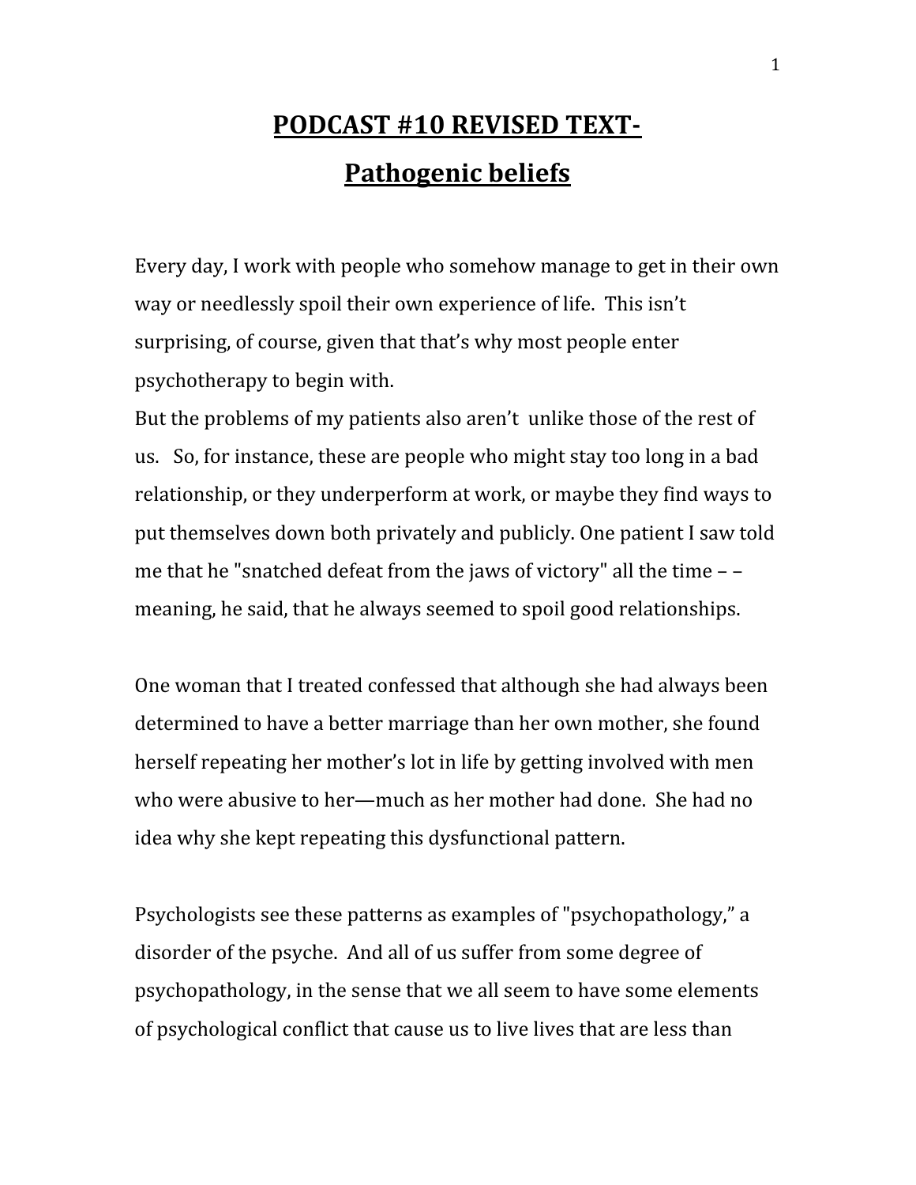# PODCAST #10 REVISED TEXT-

# Pathogenic beliefs

Every day, I work with people who somehow manage to get in their own way or needlessly spoil their own experience of life. This isn't surprising, of course, given that that's why most people enter psychotherapy to begin with.

But the problems of my patients also aren't unlike those of the rest of us. So, for instance, these are people who might stay too long in a bad relationship, or they underperform at work, or maybe they find ways to put themselves down both privately and publicly. One patient I saw told me that he "snatched defeat from the jaws of victory" all the time – – meaning, he said, that he always seemed to spoil good relationships.

One woman that I treated confessed that although she had always been determined to have a better marriage than her own mother, she found herself repeating her mother's lot in life by getting involved with men who were abusive to her—much as her mother had done. She had no idea why she kept repeating this dysfunctional pattern.

Psychologists see these patterns as examples of "psychopathology," a disorder of the psyche. And all of us suffer from some degree of psychopathology, in the sense that we all seem to have some elements of psychological conflict that cause us to live lives that are less than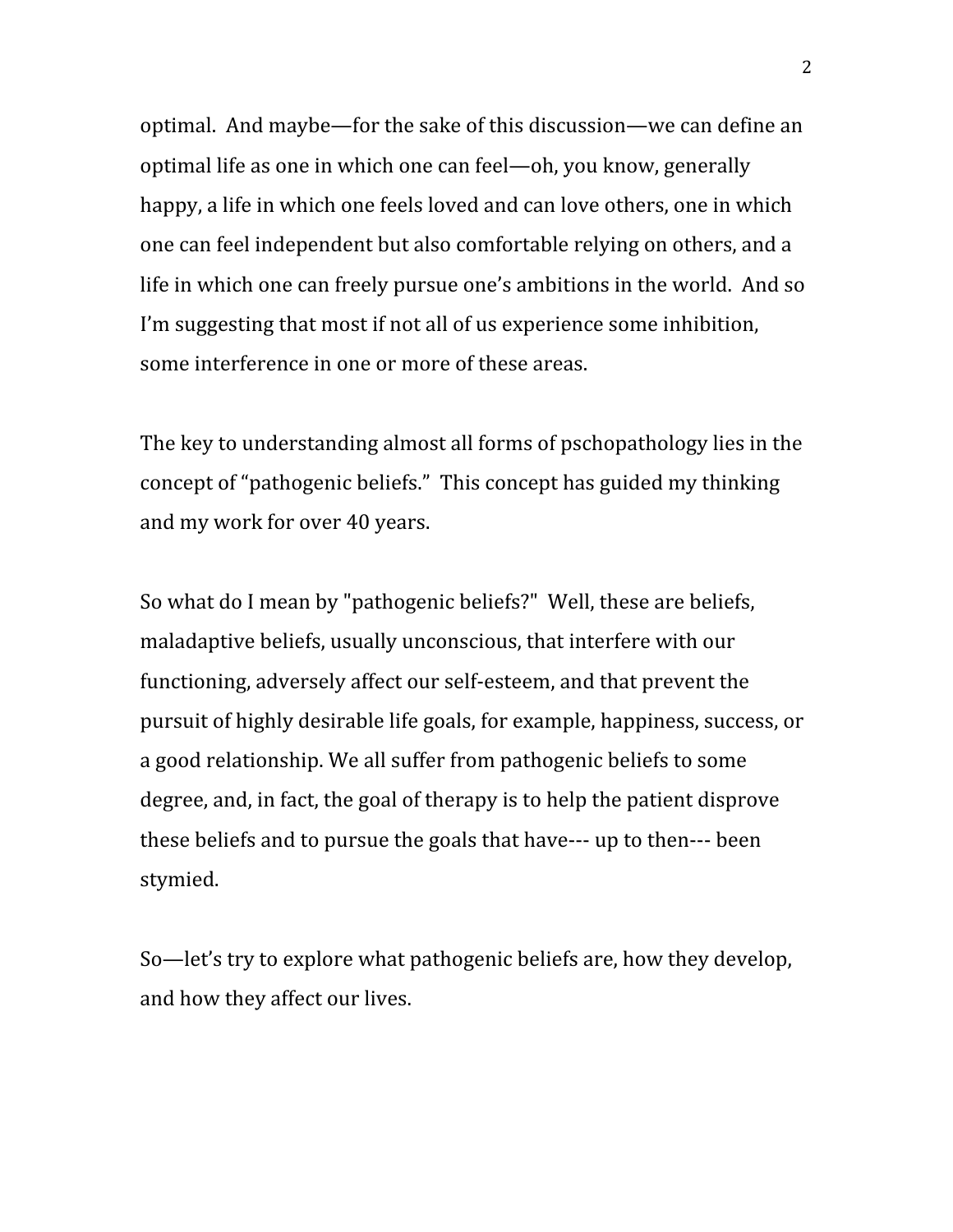optimal. And maybe—for the sake of this discussion—we can define an optimal life as one in which one can feel—oh, you know, generally happy, a life in which one feels loved and can love others, one in which one can feel independent but also comfortable relying on others, and a life in which one can freely pursue one's ambitions in the world. And so I'm suggesting that most if not all of us experience some inhibition, some interference in one or more of these areas.

The key to understanding almost all forms of pschopathology lies in the concept of "pathogenic beliefs." This concept has guided my thinking and my work for over 40 years.

So what do I mean by "pathogenic beliefs?" Well, these are beliefs, maladaptive beliefs, usually unconscious, that interfere with our functioning, adversely affect our self-esteem, and that prevent the pursuit of highly desirable life goals, for example, happiness, success, or a good relationship. We all suffer from pathogenic beliefs to some degree, and, in fact, the goal of therapy is to help the patient disprove these beliefs and to pursue the goals that have--- up to then--- been stymied.

So—let's try to explore what pathogenic beliefs are, how they develop, and how they affect our lives.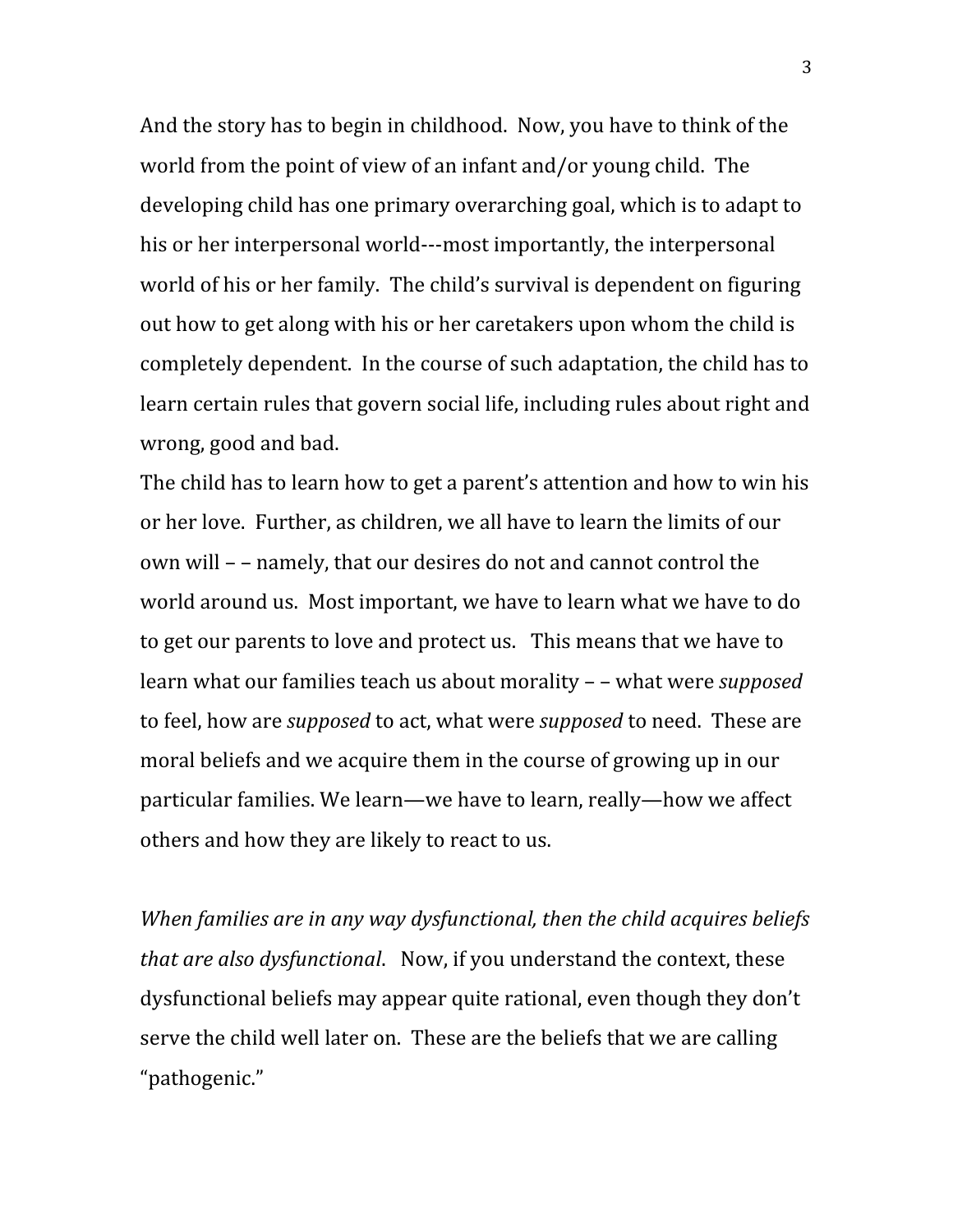And the story has to begin in childhood. Now, you have to think of the world from the point of view of an infant and/or young child. The developing child has one primary overarching goal, which is to adapt to his or her interpersonal world---most importantly, the interpersonal world of his or her family. The child's survival is dependent on figuring out how to get along with his or her caretakers upon whom the child is completely dependent. In the course of such adaptation, the child has to learn certain rules that govern social life, including rules about right and wrong, good and bad.

The child has to learn how to get a parent's attention and how to win his or her love. Further, as children, we all have to learn the limits of our own will – – namely, that our desires do not and cannot control the world around us. Most important, we have to learn what we have to do to get our parents to love and protect us. This means that we have to learn what our families teach us about morality – – what were *supposed* to feel, how are *supposed* to act, what were *supposed* to need. These are moral beliefs and we acquire them in the course of growing up in our particular families. We learn—we have to learn, really—how we affect others and how they are likely to react to us.

*When families are in any way dysfunctional, then the child acquires beliefs that are also dysfunctional*. Now, if you understand the context, these dysfunctional beliefs may appear quite rational, even though they don't serve the child well later on. These are the beliefs that we are calling "pathogenic."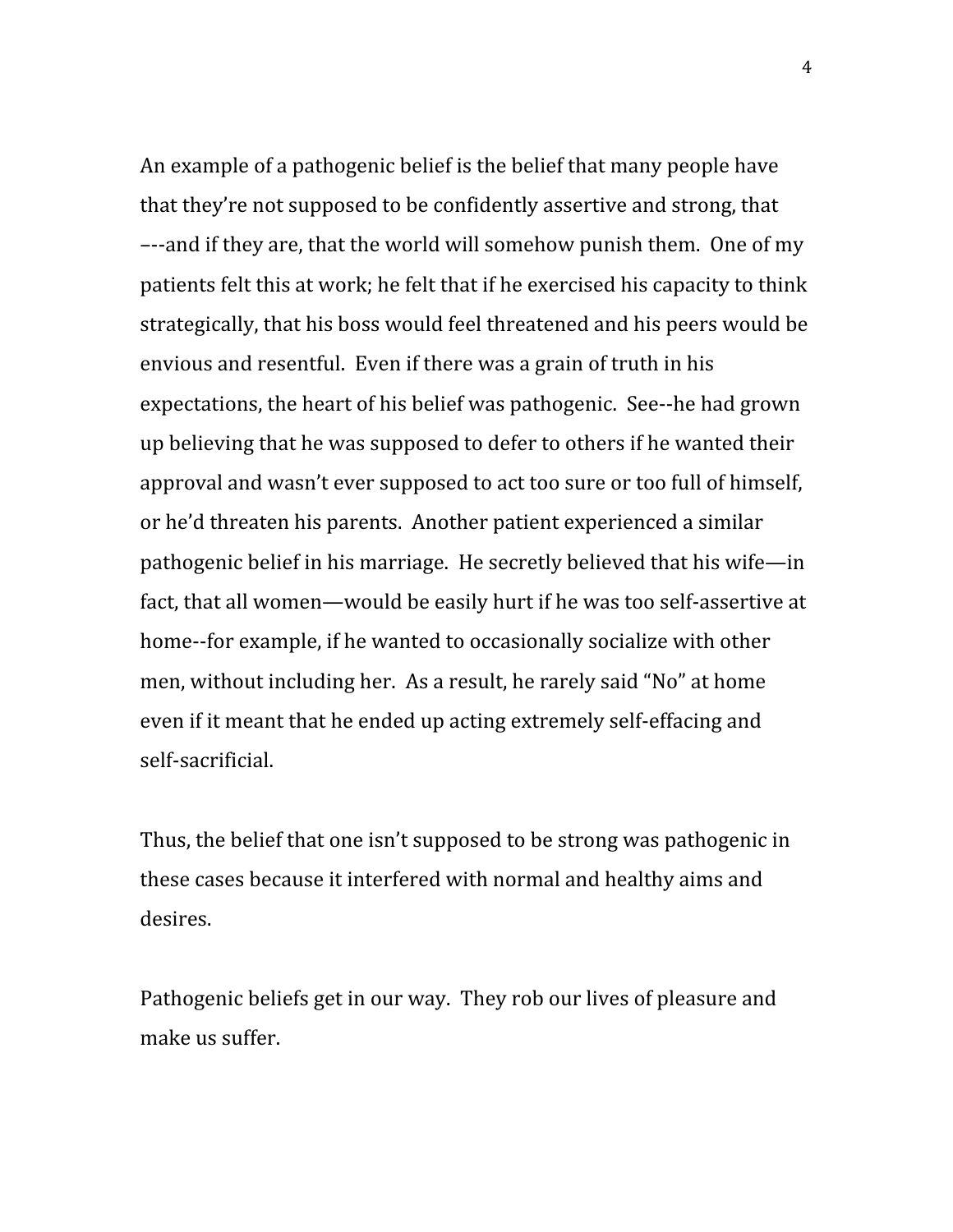An example of a pathogenic belief is the belief that many people have that they're not supposed to be confidently assertive and strong, that –--and if they are, that the world will somehow punish them. One of my patients felt this at work; he felt that if he exercised his capacity to think strategically, that his boss would feel threatened and his peers would be envious and resentful. Even if there was a grain of truth in his expectations, the heart of his belief was pathogenic. See--he had grown up believing that he was supposed to defer to others if he wanted their approval and wasn't ever supposed to act too sure or too full of himself, or he'd threaten his parents. Another patient experienced a similar pathogenic belief in his marriage. He secretly believed that his wife—in fact, that all women—would be easily hurt if he was too self-assertive at home--for example, if he wanted to occasionally socialize with other men, without including her. As a result, he rarely said "No" at home even if it meant that he ended up acting extremely self-effacing and self-sacrificial.

Thus, the belief that one isn't supposed to be strong was pathogenic in these cases because it interfered with normal and healthy aims and desires.

Pathogenic beliefs get in our way. They rob our lives of pleasure and make us suffer.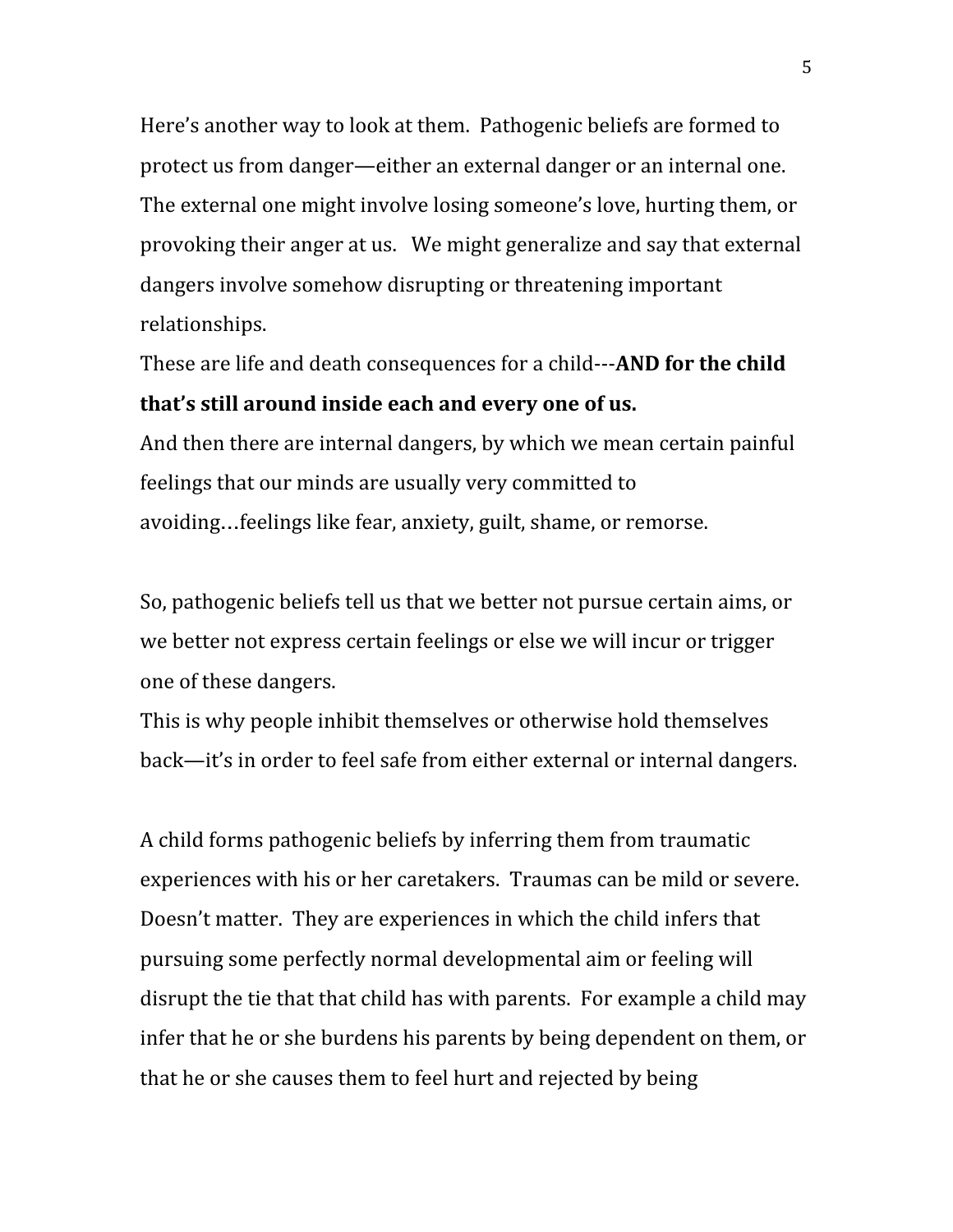Here's another way to look at them. Pathogenic beliefs are formed to protect us from danger—either an external danger or an internal one. The external one might involve losing someone's love, hurting them, or provoking their anger at us. We might generalize and say that external dangers involve somehow disrupting or threatening important relationships.

These are life and death consequences for a child---**AND for the child that's still around inside each and every one of us.**

And then there are internal dangers, by which we mean certain painful feelings that our minds are usually very committed to avoiding…feelings like fear, anxiety, guilt, shame, or remorse.

So, pathogenic beliefs tell us that we better not pursue certain aims, or we better not express certain feelings or else we will incur or trigger one of these dangers.

This is why people inhibit themselves or otherwise hold themselves back—it's in order to feel safe from either external or internal dangers.

A child forms pathogenic beliefs by inferring them from traumatic experiences with his or her caretakers. Traumas can be mild or severe. Doesn't matter. They are experiences in which the child infers that pursuing some perfectly normal developmental aim or feeling will disrupt the tie that that child has with parents. For example a child may infer that he or she burdens his parents by being dependent on them, or that he or she causes them to feel hurt and rejected by being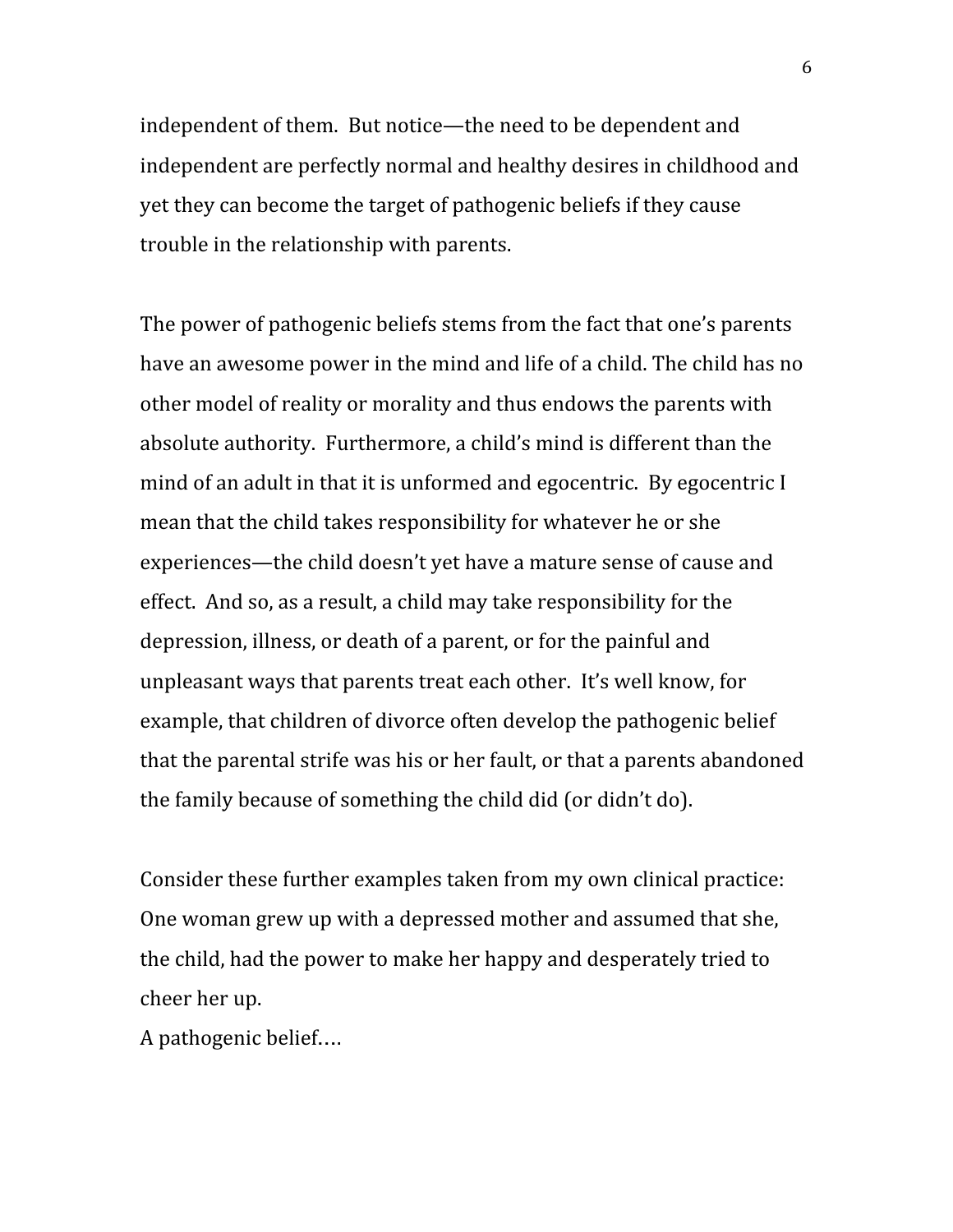independent of them. But notice—the need to be dependent and independent are perfectly normal and healthy desires in childhood and yet they can become the target of pathogenic beliefs if they cause trouble in the relationship with parents.

The power of pathogenic beliefs stems from the fact that one's parents have an awesome power in the mind and life of a child. The child has no other model of reality or morality and thus endows the parents with absolute authority. Furthermore, a child's mind is different than the mind of an adult in that it is unformed and egocentric. By egocentric I mean that the child takes responsibility for whatever he or she experiences—the child doesn't yet have a mature sense of cause and effect. And so, as a result, a child may take responsibility for the depression, illness, or death of a parent, or for the painful and unpleasant ways that parents treat each other. It's well know, for example, that children of divorce often develop the pathogenic belief that the parental strife was his or her fault, or that a parents abandoned the family because of something the child did (or didn't do).

Consider these further examples taken from my own clinical practice: One woman grew up with a depressed mother and assumed that she, the child, had the power to make her happy and desperately tried to cheer her up.
A pathogenic belief….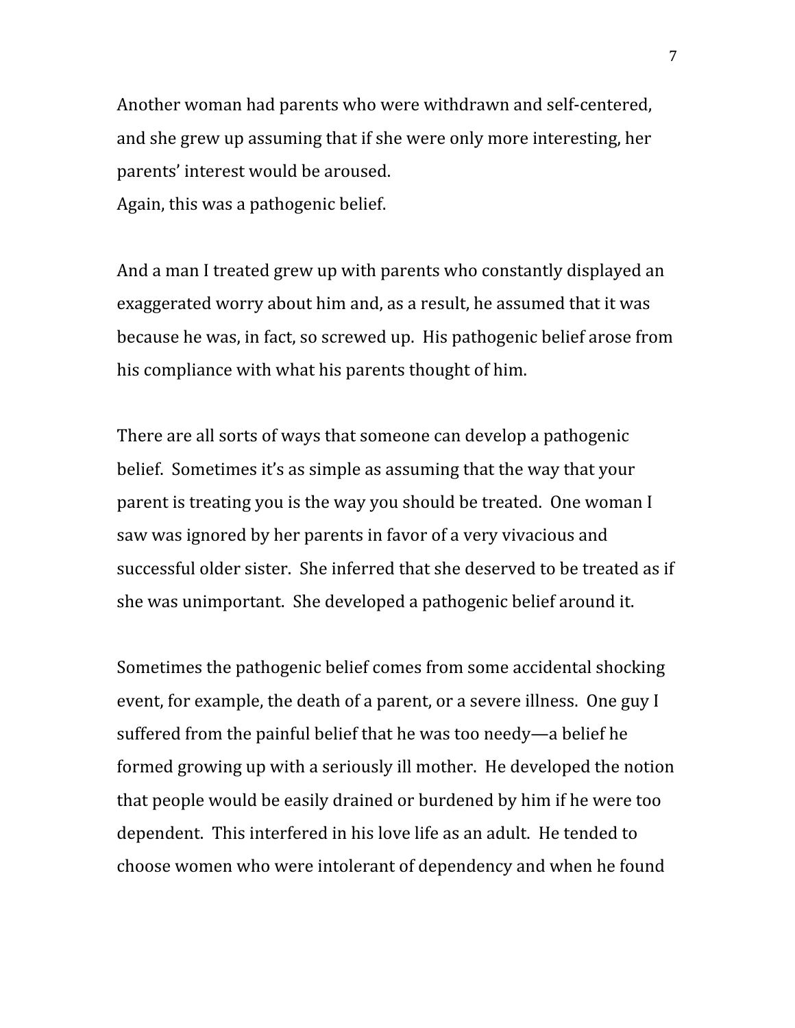Another woman had parents who were withdrawn and self-centered, and she grew up assuming that if she were only more interesting, her parents' interest would be aroused.
Again, this was a pathogenic belief.

And a man I treated grew up with parents who constantly displayed an exaggerated worry about him and, as a result, he assumed that it was because he was, in fact, so screwed up. His pathogenic belief arose from his compliance with what his parents thought of him.

There are all sorts of ways that someone can develop a pathogenic belief. Sometimes it's as simple as assuming that the way that your parent is treating you is the way you should be treated. One woman I saw was ignored by her parents in favor of a very vivacious and successful older sister. She inferred that she deserved to be treated as if she was unimportant. She developed a pathogenic belief around it.

Sometimes the pathogenic belief comes from some accidental shocking event, for example, the death of a parent, or a severe illness. One guy I suffered from the painful belief that he was too needy—a belief he formed growing up with a seriously ill mother. He developed the notion that people would be easily drained or burdened by him if he were too dependent. This interfered in his love life as an adult. He tended to choose women who were intolerant of dependency and when he found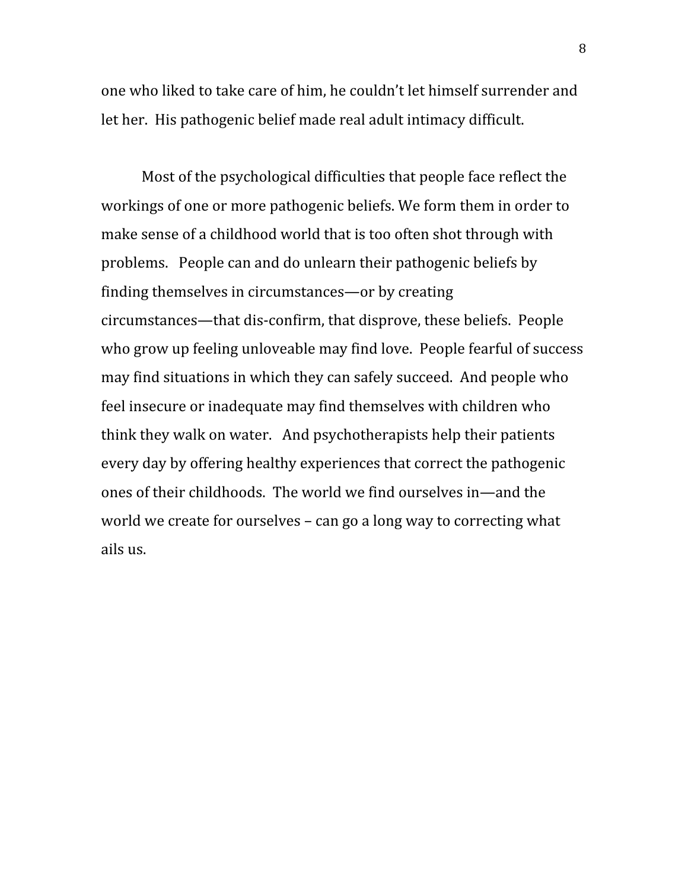one who liked to take care of him, he couldn't let himself surrender and let her. His pathogenic belief made real adult intimacy difficult.

Most of the psychological difficulties that people face reflect the workings of one or more pathogenic beliefs. We form them in order to make sense of a childhood world that is too often shot through with problems. People can and do unlearn their pathogenic beliefs by finding themselves in circumstances—or by creating circumstances—that dis-confirm, that disprove, these beliefs. People who grow up feeling unloveable may find love. People fearful of success may find situations in which they can safely succeed. And people who feel insecure or inadequate may find themselves with children who think they walk on water. And psychotherapists help their patients every day by offering healthy experiences that correct the pathogenic ones of their childhoods. The world we find ourselves in—and the world we create for ourselves – can go a long way to correcting what ails us.